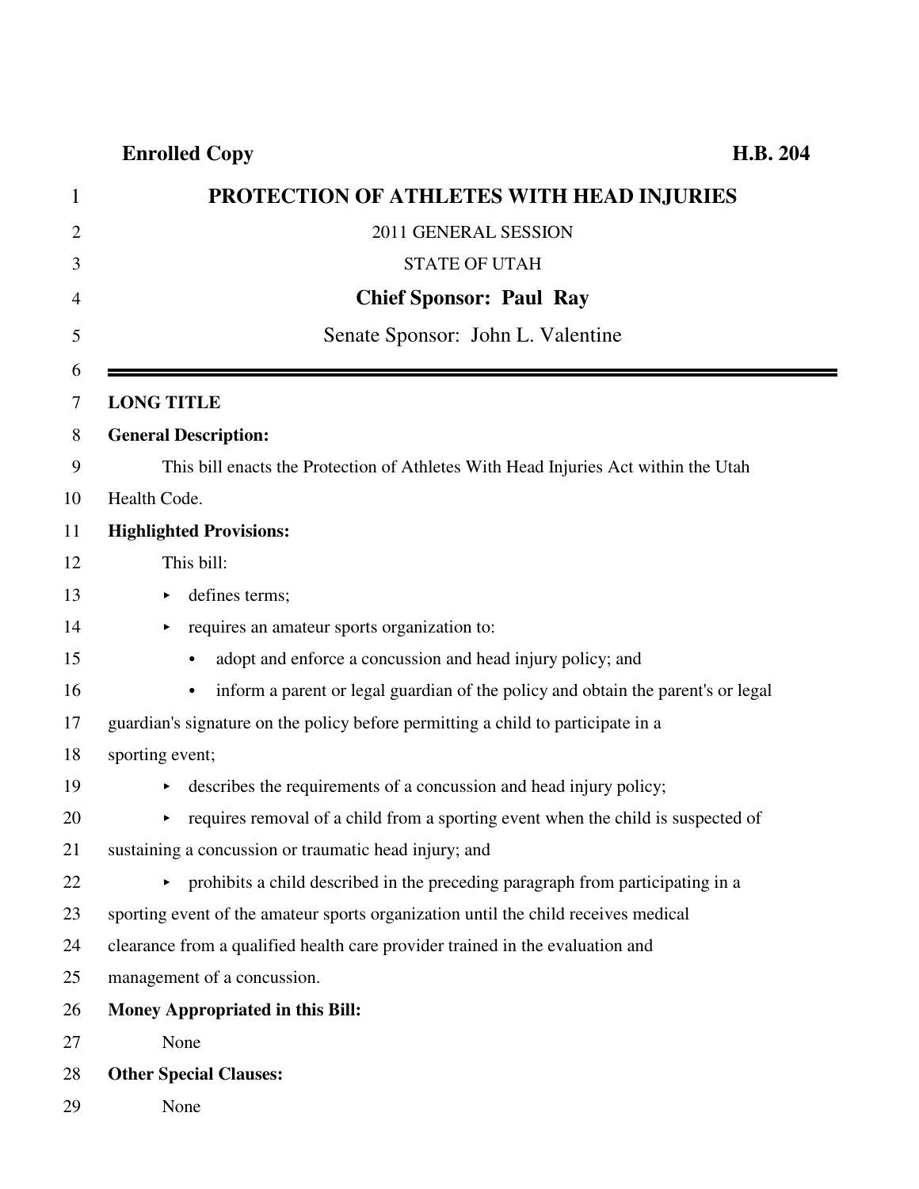**Enrolled Copy** **H.B. 204**

# PROTECTION OF ATHLETES WITH HEAD INJURIES

2011 GENERAL SESSION

STATE OF UTAH

**Chief Sponsor: Paul Ray**

Senate Sponsor: John L. Valentine

---

**LONG TITLE**

**General Description:**

This bill enacts the Protection of Athletes With Head Injuries Act within the Utah Health Code.

**Highlighted Provisions:**

This bill:

- defines terms;
- requires an amateur sports organization to:
  - adopt and enforce a concussion and head injury policy; and
  - inform a parent or legal guardian of the policy and obtain the parent's or legal guardian's signature on the policy before permitting a child to participate in a sporting event;
- describes the requirements of a concussion and head injury policy;
- requires removal of a child from a sporting event when the child is suspected of sustaining a concussion or traumatic head injury; and
- prohibits a child described in the preceding paragraph from participating in a sporting event of the amateur sports organization until the child receives medical clearance from a qualified health care provider trained in the evaluation and management of a concussion.

**Money Appropriated in this Bill:**

None

**Other Special Clauses:**

None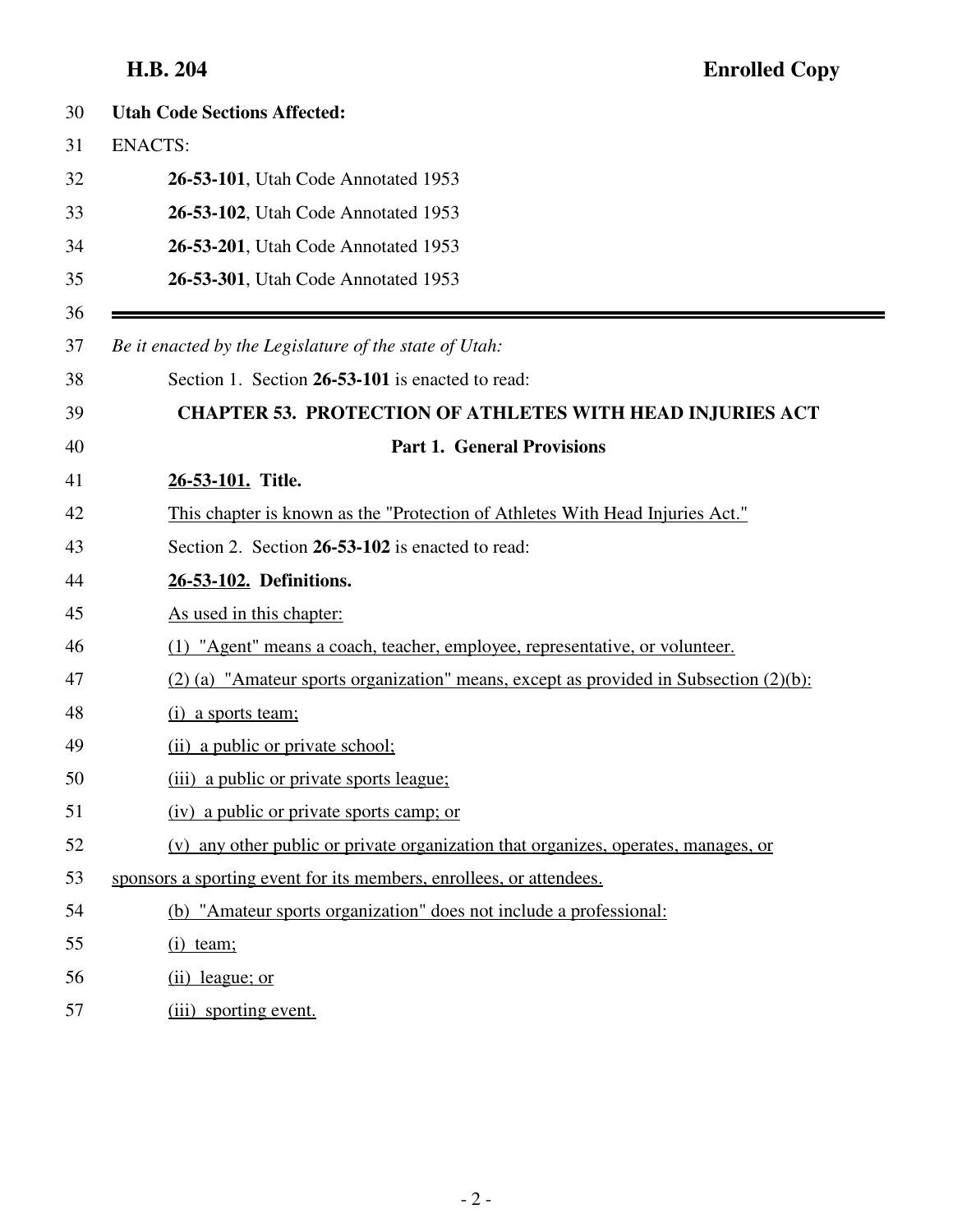**Utah Code Sections Affected:**

ENACTS:

**26-53-101**, Utah Code Annotated 1953

**26-53-102**, Utah Code Annotated 1953

**26-53-201**, Utah Code Annotated 1953

**26-53-301**, Utah Code Annotated 1953

---

*Be it enacted by the Legislature of the state of Utah:*

Section 1. Section **26-53-101** is enacted to read:

**CHAPTER 53. PROTECTION OF ATHLETES WITH HEAD INJURIES ACT**

**Part 1. General Provisions**

**26-53-101. Title.**

This chapter is known as the "Protection of Athletes With Head Injuries Act."

Section 2. Section **26-53-102** is enacted to read:

**26-53-102. Definitions.**

As used in this chapter:

(1) "Agent" means a coach, teacher, employee, representative, or volunteer.

(2) (a) "Amateur sports organization" means, except as provided in Subsection (2)(b):

(i) a sports team;

(ii) a public or private school;

(iii) a public or private sports league;

(iv) a public or private sports camp; or

(v) any other public or private organization that organizes, operates, manages, or sponsors a sporting event for its members, enrollees, or attendees.

(b) "Amateur sports organization" does not include a professional:

(i) team;

(ii) league; or

(iii) sporting event.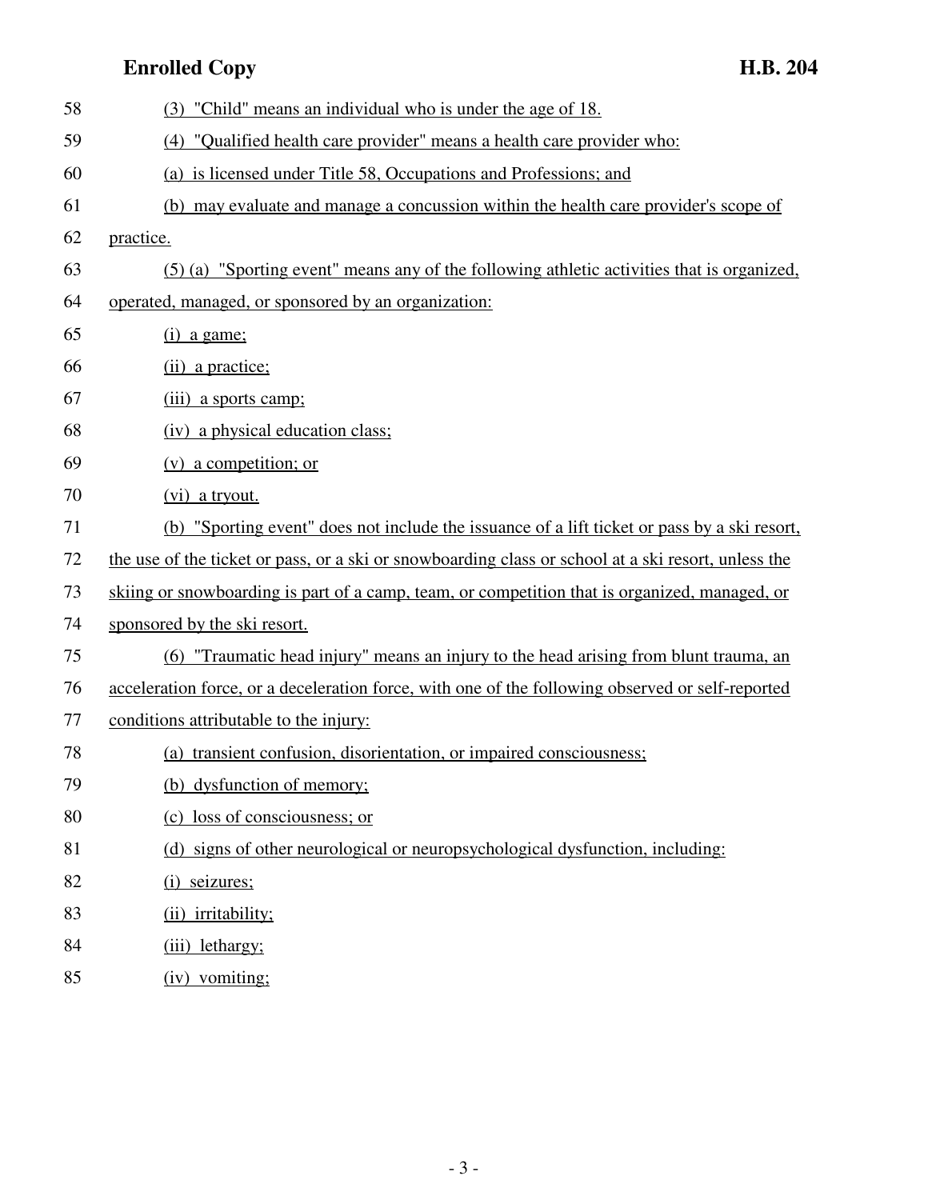(3) "Child" means an individual who is under the age of 18.

(4) "Qualified health care provider" means a health care provider who:

(a) is licensed under Title 58, Occupations and Professions; and

(b) may evaluate and manage a concussion within the health care provider's scope of practice.

(5) (a) "Sporting event" means any of the following athletic activities that is organized, operated, managed, or sponsored by an organization:

(i) a game;

(ii) a practice;

(iii) a sports camp;

(iv) a physical education class;

(v) a competition; or

(vi) a tryout.

(b) "Sporting event" does not include the issuance of a lift ticket or pass by a ski resort, the use of the ticket or pass, or a ski or snowboarding class or school at a ski resort, unless the skiing or snowboarding is part of a camp, team, or competition that is organized, managed, or sponsored by the ski resort.

(6) "Traumatic head injury" means an injury to the head arising from blunt trauma, an acceleration force, or a deceleration force, with one of the following observed or self-reported conditions attributable to the injury:

(a) transient confusion, disorientation, or impaired consciousness;

(b) dysfunction of memory;

(c) loss of consciousness; or

(d) signs of other neurological or neuropsychological dysfunction, including:

(i) seizures;

(ii) irritability;

(iii) lethargy;

(iv) vomiting;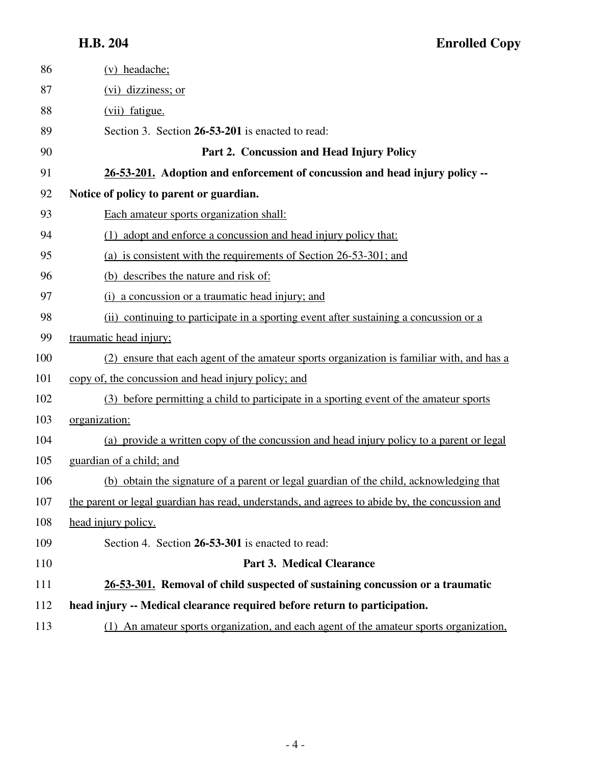(v) headache;

(vi) dizziness; or

(vii) fatigue.

Section 3. Section **26-53-201** is enacted to read:

**Part 2. Concussion and Head Injury Policy**

**26-53-201. Adoption and enforcement of concussion and head injury policy -- Notice of policy to parent or guardian.**

Each amateur sports organization shall:

(1) adopt and enforce a concussion and head injury policy that:

(a) is consistent with the requirements of Section 26-53-301; and

(b) describes the nature and risk of:

(i) a concussion or a traumatic head injury; and

(ii) continuing to participate in a sporting event after sustaining a concussion or a traumatic head injury;

(2) ensure that each agent of the amateur sports organization is familiar with, and has a copy of, the concussion and head injury policy; and

(3) before permitting a child to participate in a sporting event of the amateur sports organization:

(a) provide a written copy of the concussion and head injury policy to a parent or legal guardian of a child; and

(b) obtain the signature of a parent or legal guardian of the child, acknowledging that the parent or legal guardian has read, understands, and agrees to abide by, the concussion and head injury policy.

Section 4. Section **26-53-301** is enacted to read:

**Part 3. Medical Clearance**

**26-53-301. Removal of child suspected of sustaining concussion or a traumatic head injury -- Medical clearance required before return to participation.**

(1) An amateur sports organization, and each agent of the amateur sports organization,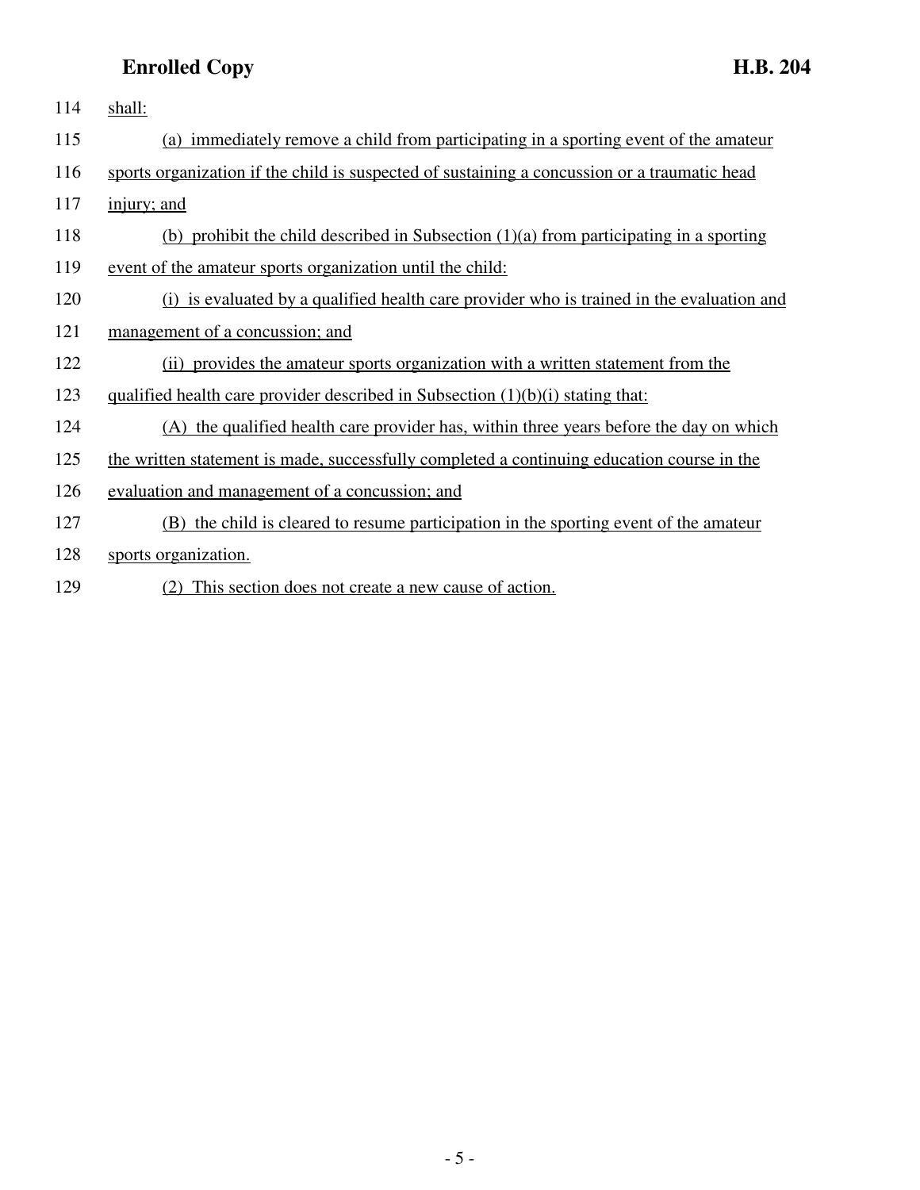shall:

(a) immediately remove a child from participating in a sporting event of the amateur sports organization if the child is suspected of sustaining a concussion or a traumatic head injury; and

(b) prohibit the child described in Subsection (1)(a) from participating in a sporting event of the amateur sports organization until the child:

(i) is evaluated by a qualified health care provider who is trained in the evaluation and management of a concussion; and

(ii) provides the amateur sports organization with a written statement from the qualified health care provider described in Subsection (1)(b)(i) stating that:

(A) the qualified health care provider has, within three years before the day on which the written statement is made, successfully completed a continuing education course in the evaluation and management of a concussion; and

(B) the child is cleared to resume participation in the sporting event of the amateur sports organization.

(2) This section does not create a new cause of action.